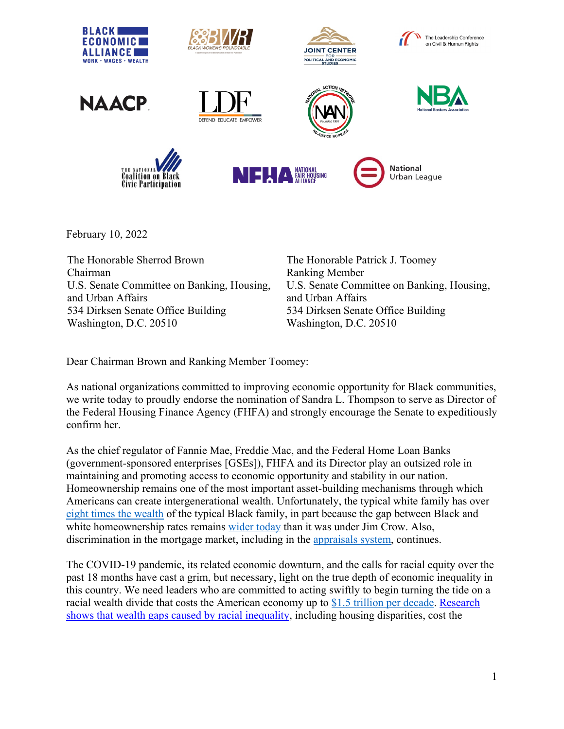February 10, 2022

The Honorable Sherrod Brown
Chairman
U.S. Senate Committee on Banking, Housing, and Urban Affairs
534 Dirksen Senate Office Building
Washington, D.C. 20510

The Honorable Patrick J. Toomey
Ranking Member
U.S. Senate Committee on Banking, Housing, and Urban Affairs
534 Dirksen Senate Office Building
Washington, D.C. 20510

Dear Chairman Brown and Ranking Member Toomey:

As national organizations committed to improving economic opportunity for Black communities, we write today to proudly endorse the nomination of Sandra L. Thompson to serve as Director of the Federal Housing Finance Agency (FHFA) and strongly encourage the Senate to expeditiously confirm her.

As the chief regulator of Fannie Mae, Freddie Mac, and the Federal Home Loan Banks (government-sponsored enterprises [GSEs]), FHFA and its Director play an outsized role in maintaining and promoting access to economic opportunity and stability in our nation. Homeownership remains one of the most important asset-building mechanisms through which Americans can create intergenerational wealth. Unfortunately, the typical white family has over eight times the wealth of the typical Black family, in part because the gap between Black and white homeownership rates remains wider today than it was under Jim Crow. Also, discrimination in the mortgage market, including in the appraisals system, continues.

The COVID-19 pandemic, its related economic downturn, and the calls for racial equity over the past 18 months have cast a grim, but necessary, light on the true depth of economic inequality in this country. We need leaders who are committed to acting swiftly to begin turning the tide on a racial wealth divide that costs the American economy up to $1.5 trillion per decade. Research shows that wealth gaps caused by racial inequality, including housing disparities, cost the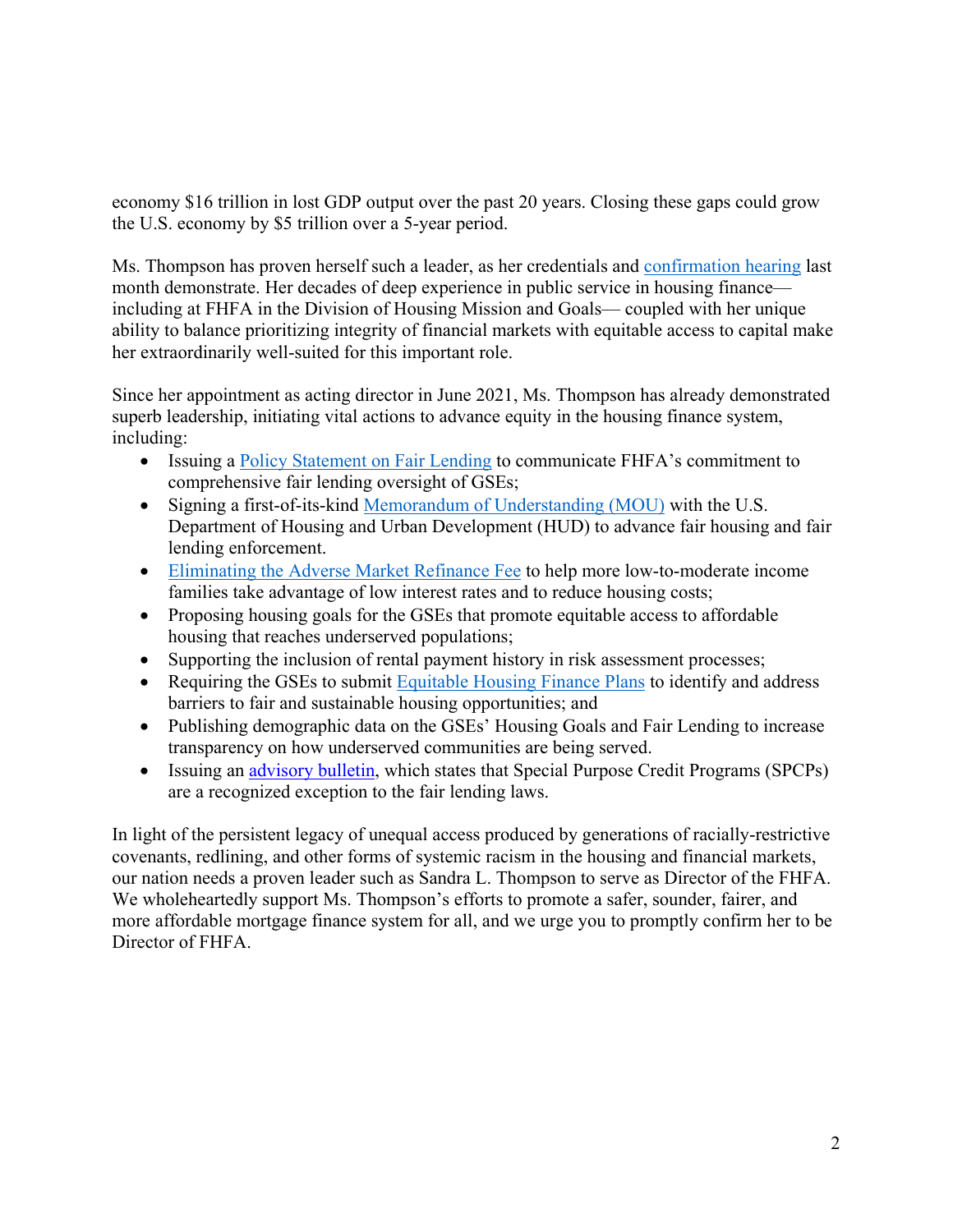economy $16 trillion in lost GDP output over the past 20 years. Closing these gaps could grow the U.S. economy by $5 trillion over a 5-year period.

Ms. Thompson has proven herself such a leader, as her credentials and confirmation hearing last month demonstrate. Her decades of deep experience in public service in housing finance—including at FHFA in the Division of Housing Mission and Goals— coupled with her unique ability to balance prioritizing integrity of financial markets with equitable access to capital make her extraordinarily well-suited for this important role.

Since her appointment as acting director in June 2021, Ms. Thompson has already demonstrated superb leadership, initiating vital actions to advance equity in the housing finance system, including:

- Issuing a Policy Statement on Fair Lending to communicate FHFA's commitment to comprehensive fair lending oversight of GSEs;
- Signing a first-of-its-kind Memorandum of Understanding (MOU) with the U.S. Department of Housing and Urban Development (HUD) to advance fair housing and fair lending enforcement.
- Eliminating the Adverse Market Refinance Fee to help more low-to-moderate income families take advantage of low interest rates and to reduce housing costs;
- Proposing housing goals for the GSEs that promote equitable access to affordable housing that reaches underserved populations;
- Supporting the inclusion of rental payment history in risk assessment processes;
- Requiring the GSEs to submit Equitable Housing Finance Plans to identify and address barriers to fair and sustainable housing opportunities; and
- Publishing demographic data on the GSEs' Housing Goals and Fair Lending to increase transparency on how underserved communities are being served.
- Issuing an advisory bulletin, which states that Special Purpose Credit Programs (SPCPs) are a recognized exception to the fair lending laws.

In light of the persistent legacy of unequal access produced by generations of racially-restrictive covenants, redlining, and other forms of systemic racism in the housing and financial markets, our nation needs a proven leader such as Sandra L. Thompson to serve as Director of the FHFA. We wholeheartedly support Ms. Thompson's efforts to promote a safer, sounder, fairer, and more affordable mortgage finance system for all, and we urge you to promptly confirm her to be Director of FHFA.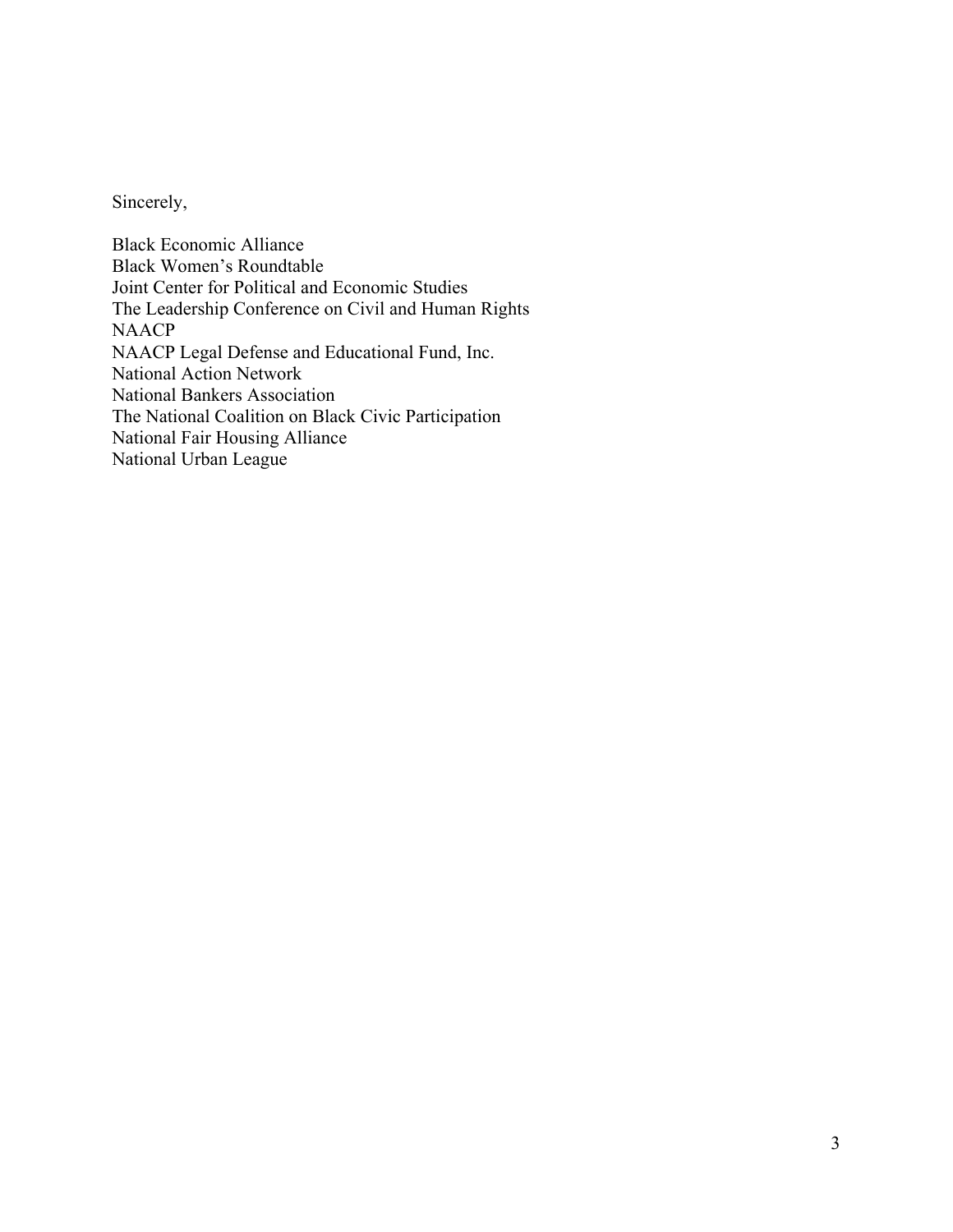Sincerely,

Black Economic Alliance
Black Women's Roundtable
Joint Center for Political and Economic Studies
The Leadership Conference on Civil and Human Rights
NAACP
NAACP Legal Defense and Educational Fund, Inc.
National Action Network
National Bankers Association
The National Coalition on Black Civic Participation
National Fair Housing Alliance
National Urban League